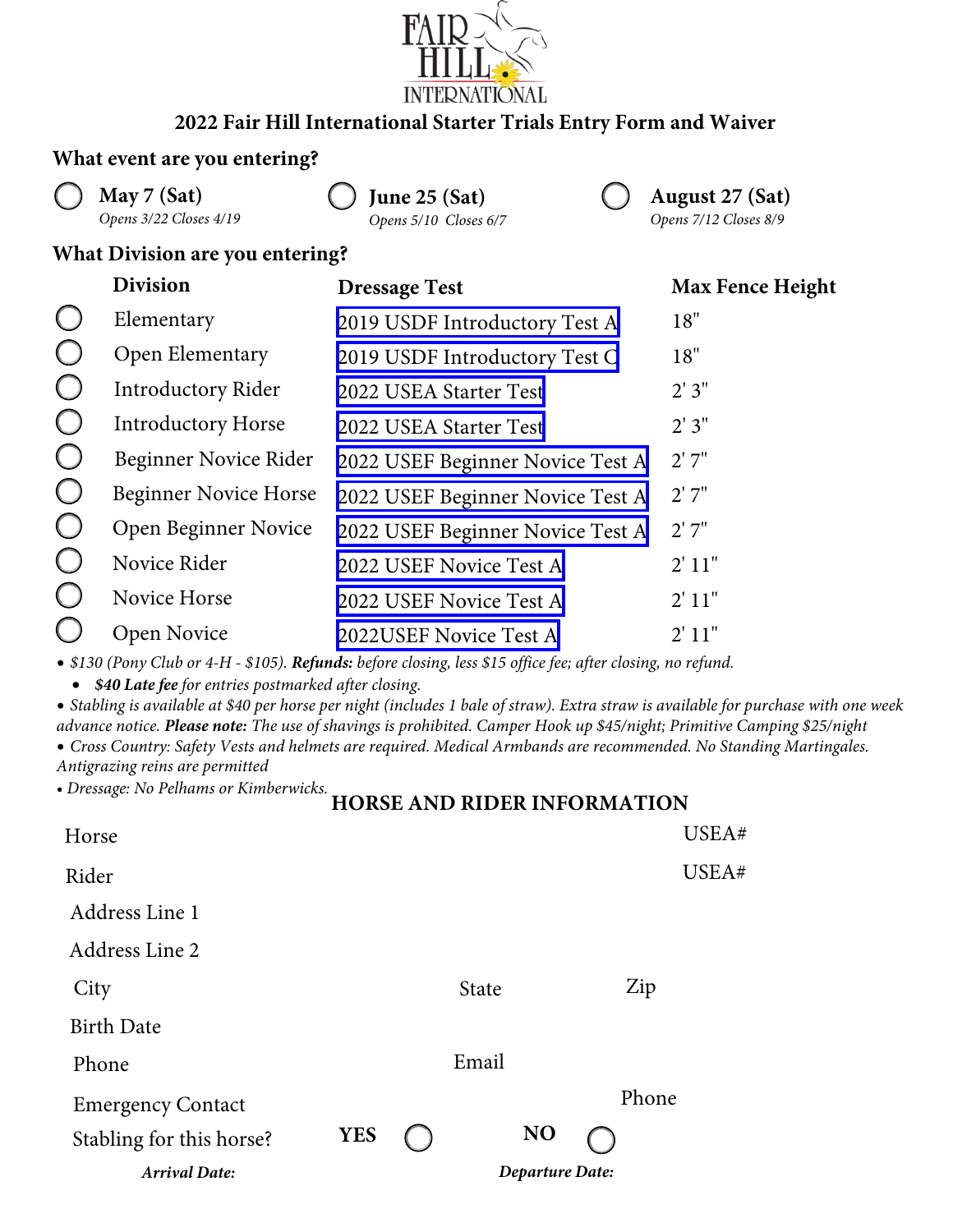# 2022 Fair Hill International Starter Trials Entry Form and Waiver

## What event are you entering?

- ◯ **May 7 (Sat)** *Opens 3/22 Closes 4/19*
- ◯ **June 25 (Sat)** *Opens 5/10 Closes 6/7*
- ◯ **August 27 (Sat)** *Opens 7/12 Closes 8/9*

## What Division are you entering?

| | Division | Dressage Test | Max Fence Height |
|---|---|---|---|
| ◯ | Elementary | 2019 USDF Introductory Test A | 18" |
| ◯ | Open Elementary | 2019 USDF Introductory Test C | 18" |
| ◯ | Introductory Rider | 2022 USEA Starter Test | 2' 3" |
| ◯ | Introductory Horse | 2022 USEA Starter Test | 2' 3" |
| ◯ | Beginner Novice Rider | 2022 USEF Beginner Novice Test A | 2' 7" |
| ◯ | Beginner Novice Horse | 2022 USEF Beginner Novice Test A | 2' 7" |
| ◯ | Open Beginner Novice | 2022 USEF Beginner Novice Test A | 2' 7" |
| ◯ | Novice Rider | 2022 USEF Novice Test A | 2' 11" |
| ◯ | Novice Horse | 2022 USEF Novice Test A | 2' 11" |
| ◯ | Open Novice | 2022USEF Novice Test A | 2' 11" |

- *$130 (Pony Club or 4-H - $105).* ***Refunds:*** *before closing, less $15 office fee; after closing, no refund.*
    - ***$40 Late fee*** *for entries postmarked after closing.*
- *Stabling is available at $40 per horse per night (includes 1 bale of straw). Extra straw is available for purchase with one week advance notice.* ***Please note:*** *The use of shavings is prohibited. Camper Hook up $45/night; Primitive Camping $25/night*
- *Cross Country: Safety Vests and helmets are required. Medical Armbands are recommended. No Standing Martingales. Antigrazing reins are permitted*
- *Dressage: No Pelhams or Kimberwicks.*

## HORSE AND RIDER INFORMATION

Horse USEA#

Rider USEA#

Address Line 1

Address Line 2

City State Zip

Birth Date

Phone Email

Emergency Contact Phone

Stabling for this horse? **YES** ◯ **NO** ◯

***Arrival Date:*** ***Departure Date:***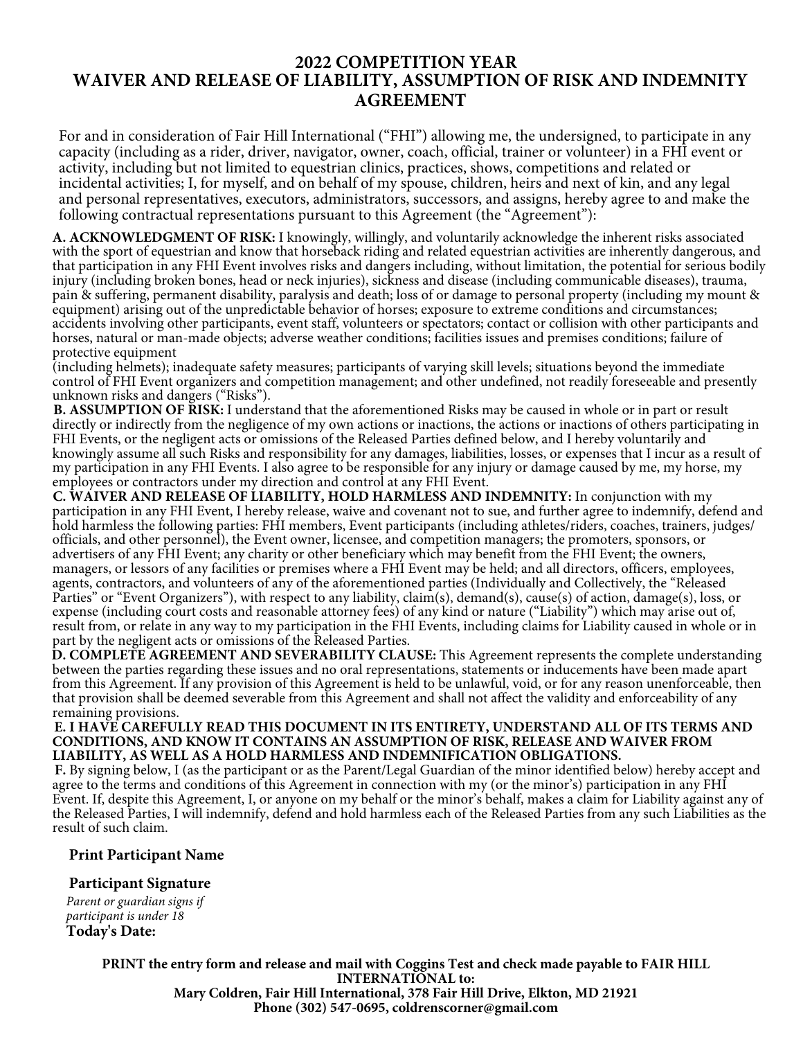# 2022 COMPETITION YEAR
# WAIVER AND RELEASE OF LIABILITY, ASSUMPTION OF RISK AND INDEMNITY AGREEMENT

For and in consideration of Fair Hill International ("FHI") allowing me, the undersigned, to participate in any capacity (including as a rider, driver, navigator, owner, coach, official, trainer or volunteer) in a FHI event or activity, including but not limited to equestrian clinics, practices, shows, competitions and related or incidental activities; I, for myself, and on behalf of my spouse, children, heirs and next of kin, and any legal and personal representatives, executors, administrators, successors, and assigns, hereby agree to and make the following contractual representations pursuant to this Agreement (the "Agreement"):

**A. ACKNOWLEDGMENT OF RISK:** I knowingly, willingly, and voluntarily acknowledge the inherent risks associated with the sport of equestrian and know that horseback riding and related equestrian activities are inherently dangerous, and that participation in any FHI Event involves risks and dangers including, without limitation, the potential for serious bodily injury (including broken bones, head or neck injuries), sickness and disease (including communicable diseases), trauma, pain & suffering, permanent disability, paralysis and death; loss of or damage to personal property (including my mount & equipment) arising out of the unpredictable behavior of horses; exposure to extreme conditions and circumstances; accidents involving other participants, event staff, volunteers or spectators; contact or collision with other participants and horses, natural or man-made objects; adverse weather conditions; facilities issues and premises conditions; failure of protective equipment
(including helmets); inadequate safety measures; participants of varying skill levels; situations beyond the immediate control of FHI Event organizers and competition management; and other undefined, not readily foreseeable and presently unknown risks and dangers ("Risks").

**B. ASSUMPTION OF RISK:** I understand that the aforementioned Risks may be caused in whole or in part or result directly or indirectly from the negligence of my own actions or inactions, the actions or inactions of others participating in FHI Events, or the negligent acts or omissions of the Released Parties defined below, and I hereby voluntarily and knowingly assume all such Risks and responsibility for any damages, liabilities, losses, or expenses that I incur as a result of my participation in any FHI Events. I also agree to be responsible for any injury or damage caused by me, my horse, my employees or contractors under my direction and control at any FHI Event.

**C. WAIVER AND RELEASE OF LIABILITY, HOLD HARMLESS AND INDEMNITY:** In conjunction with my participation in any FHI Event, I hereby release, waive and covenant not to sue, and further agree to indemnify, defend and hold harmless the following parties: FHI members, Event participants (including athletes/riders, coaches, trainers, judges/officials, and other personnel), the Event owner, licensee, and competition managers; the promoters, sponsors, or advertisers of any FHI Event; any charity or other beneficiary which may benefit from the FHI Event; the owners, managers, or lessors of any facilities or premises where a FHI Event may be held; and all directors, officers, employees, agents, contractors, and volunteers of any of the aforementioned parties (Individually and Collectively, the "Released Parties" or "Event Organizers"), with respect to any liability, claim(s), demand(s), cause(s) of action, damage(s), loss, or expense (including court costs and reasonable attorney fees) of any kind or nature ("Liability") which may arise out of, result from, or relate in any way to my participation in the FHI Events, including claims for Liability caused in whole or in part by the negligent acts or omissions of the Released Parties.

**D. COMPLETE AGREEMENT AND SEVERABILITY CLAUSE:** This Agreement represents the complete understanding between the parties regarding these issues and no oral representations, statements or inducements have been made apart from this Agreement. If any provision of this Agreement is held to be unlawful, void, or for any reason unenforceable, then that provision shall be deemed severable from this Agreement and shall not affect the validity and enforceability of any remaining provisions.

**E. I HAVE CAREFULLY READ THIS DOCUMENT IN ITS ENTIRETY, UNDERSTAND ALL OF ITS TERMS AND CONDITIONS, AND KNOW IT CONTAINS AN ASSUMPTION OF RISK, RELEASE AND WAIVER FROM LIABILITY, AS WELL AS A HOLD HARMLESS AND INDEMNIFICATION OBLIGATIONS.**

**F.** By signing below, I (as the participant or as the Parent/Legal Guardian of the minor identified below) hereby accept and agree to the terms and conditions of this Agreement in connection with my (or the minor's) participation in any FHI Event. If, despite this Agreement, I, or anyone on my behalf or the minor's behalf, makes a claim for Liability against any of the Released Parties, I will indemnify, defend and hold harmless each of the Released Parties from any such Liabilities as the result of such claim.

**Print Participant Name**

**Participant Signature**

*Parent or guardian signs if participant is under 18*

**Today's Date:**

**PRINT the entry form and release and mail with Coggins Test and check made payable to FAIR HILL INTERNATIONAL to:**
**Mary Coldren, Fair Hill International, 378 Fair Hill Drive, Elkton, MD 21921**
**Phone (302) 547-0695, coldrenscorner@gmail.com**